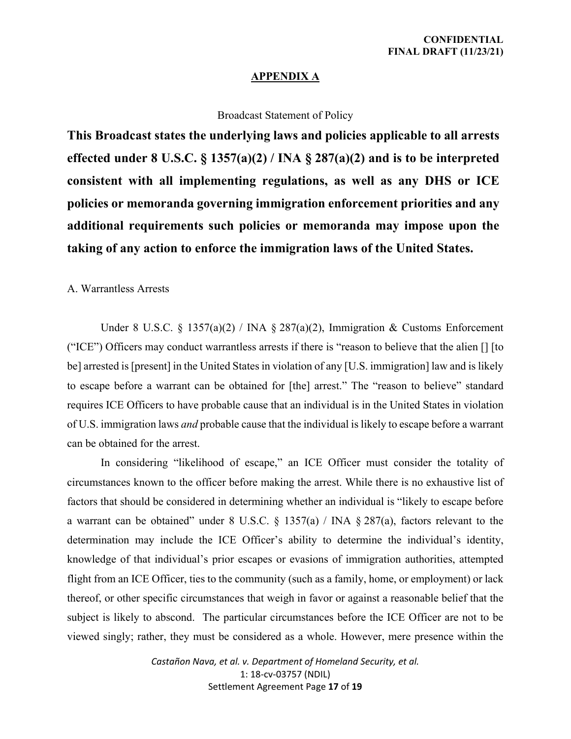**CONFIDENTIAL**
**FINAL DRAFT (11/23/21)**

## APPENDIX A

Broadcast Statement of Policy

**This Broadcast states the underlying laws and policies applicable to all arrests effected under 8 U.S.C. § 1357(a)(2) / INA § 287(a)(2) and is to be interpreted consistent with all implementing regulations, as well as any DHS or ICE policies or memoranda governing immigration enforcement priorities and any additional requirements such policies or memoranda may impose upon the taking of any action to enforce the immigration laws of the United States.**

A. Warrantless Arrests

Under 8 U.S.C. § 1357(a)(2) / INA § 287(a)(2), Immigration & Customs Enforcement ("ICE") Officers may conduct warrantless arrests if there is "reason to believe that the alien [] [to be] arrested is [present] in the United States in violation of any [U.S. immigration] law and is likely to escape before a warrant can be obtained for [the] arrest." The "reason to believe" standard requires ICE Officers to have probable cause that an individual is in the United States in violation of U.S. immigration laws *and* probable cause that the individual is likely to escape before a warrant can be obtained for the arrest.

In considering "likelihood of escape," an ICE Officer must consider the totality of circumstances known to the officer before making the arrest. While there is no exhaustive list of factors that should be considered in determining whether an individual is "likely to escape before a warrant can be obtained" under 8 U.S.C. § 1357(a) / INA § 287(a), factors relevant to the determination may include the ICE Officer's ability to determine the individual's identity, knowledge of that individual's prior escapes or evasions of immigration authorities, attempted flight from an ICE Officer, ties to the community (such as a family, home, or employment) or lack thereof, or other specific circumstances that weigh in favor or against a reasonable belief that the subject is likely to abscond. The particular circumstances before the ICE Officer are not to be viewed singly; rather, they must be considered as a whole. However, mere presence within the

*Castañon Nava, et al. v. Department of Homeland Security, et al.*
1: 18-cv-03757 (NDIL)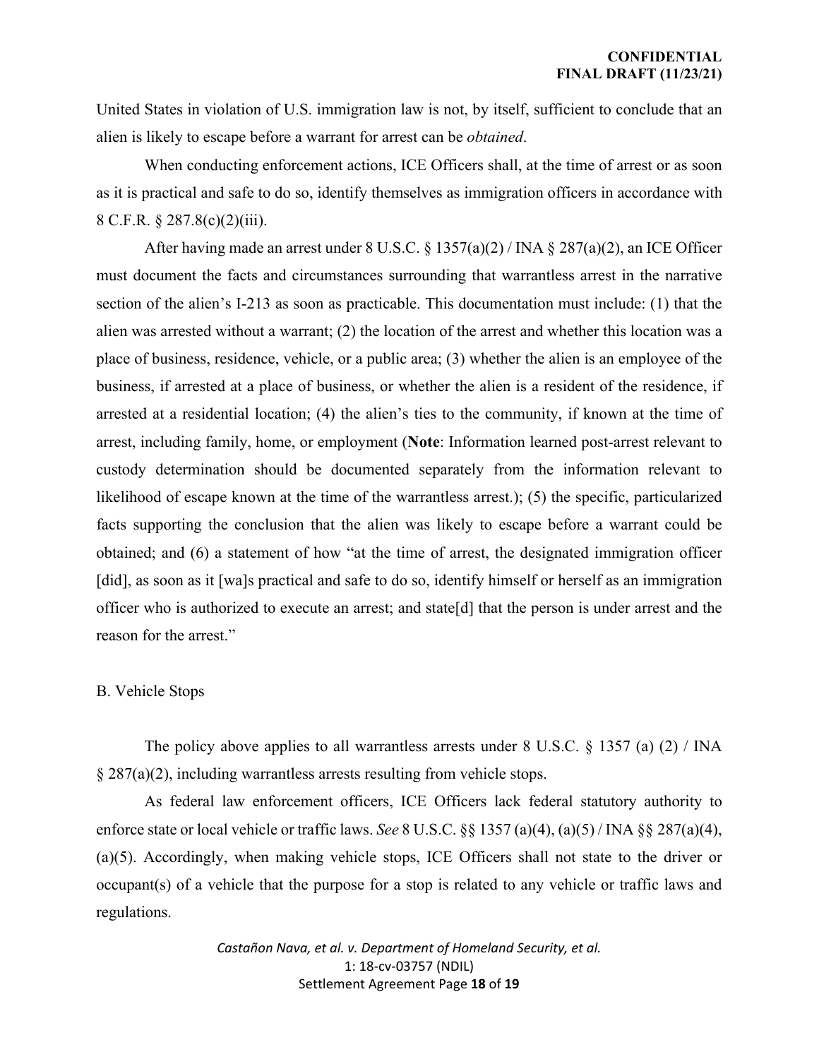United States in violation of U.S. immigration law is not, by itself, sufficient to conclude that an alien is likely to escape before a warrant for arrest can be *obtained*.

When conducting enforcement actions, ICE Officers shall, at the time of arrest or as soon as it is practical and safe to do so, identify themselves as immigration officers in accordance with 8 C.F.R. § 287.8(c)(2)(iii).

After having made an arrest under 8 U.S.C. § 1357(a)(2) / INA § 287(a)(2), an ICE Officer must document the facts and circumstances surrounding that warrantless arrest in the narrative section of the alien's I-213 as soon as practicable. This documentation must include: (1) that the alien was arrested without a warrant; (2) the location of the arrest and whether this location was a place of business, residence, vehicle, or a public area; (3) whether the alien is an employee of the business, if arrested at a place of business, or whether the alien is a resident of the residence, if arrested at a residential location; (4) the alien's ties to the community, if known at the time of arrest, including family, home, or employment (**Note**: Information learned post-arrest relevant to custody determination should be documented separately from the information relevant to likelihood of escape known at the time of the warrantless arrest.); (5) the specific, particularized facts supporting the conclusion that the alien was likely to escape before a warrant could be obtained; and (6) a statement of how "at the time of arrest, the designated immigration officer [did], as soon as it [wa]s practical and safe to do so, identify himself or herself as an immigration officer who is authorized to execute an arrest; and state[d] that the person is under arrest and the reason for the arrest."

B. Vehicle Stops

The policy above applies to all warrantless arrests under 8 U.S.C. § 1357 (a) (2) / INA § 287(a)(2), including warrantless arrests resulting from vehicle stops.

As federal law enforcement officers, ICE Officers lack federal statutory authority to enforce state or local vehicle or traffic laws. *See* 8 U.S.C. §§ 1357 (a)(4), (a)(5) / INA §§ 287(a)(4), (a)(5). Accordingly, when making vehicle stops, ICE Officers shall not state to the driver or occupant(s) of a vehicle that the purpose for a stop is related to any vehicle or traffic laws and regulations.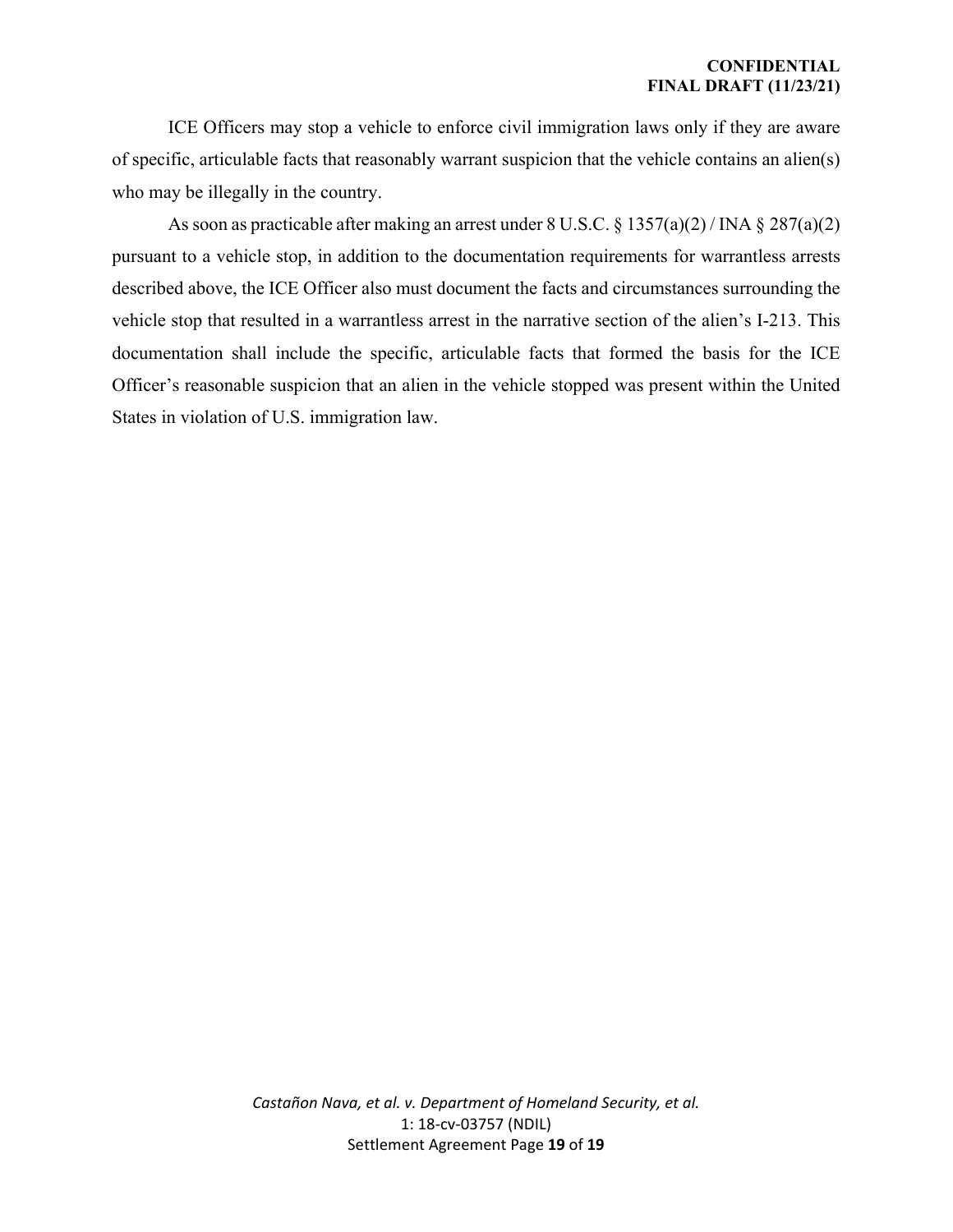ICE Officers may stop a vehicle to enforce civil immigration laws only if they are aware of specific, articulable facts that reasonably warrant suspicion that the vehicle contains an alien(s) who may be illegally in the country.

As soon as practicable after making an arrest under 8 U.S.C. § 1357(a)(2) / INA § 287(a)(2) pursuant to a vehicle stop, in addition to the documentation requirements for warrantless arrests described above, the ICE Officer also must document the facts and circumstances surrounding the vehicle stop that resulted in a warrantless arrest in the narrative section of the alien's I-213. This documentation shall include the specific, articulable facts that formed the basis for the ICE Officer's reasonable suspicion that an alien in the vehicle stopped was present within the United States in violation of U.S. immigration law.